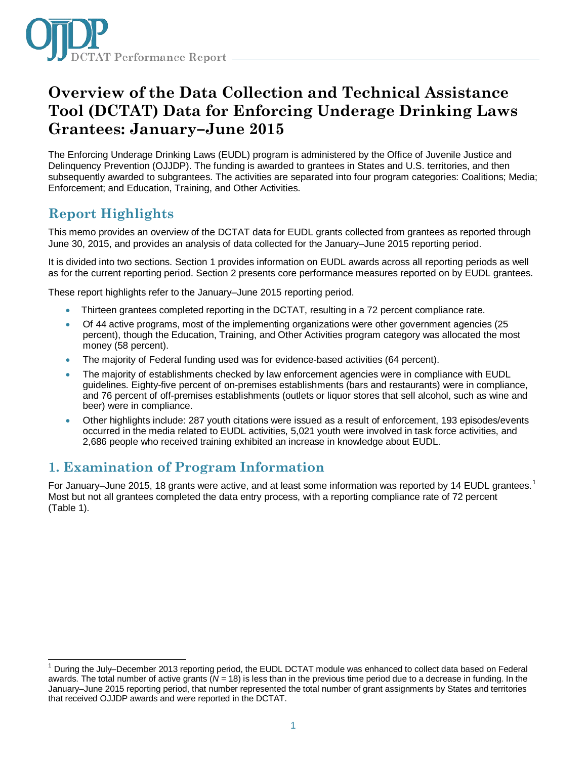# Overview of the Data Collection and Technical Assistance Tool (DCTAT) Data for Enforcing Underage Drinking Laws Grantees: January–June 2015

The Enforcing Underage Drinking Laws (EUDL) program is administered by the Office of Juvenile Justice and Delinquency Prevention (OJJDP). The funding is awarded to grantees in States and U.S. territories, and then subsequently awarded to subgrantees. The activities are separated into four program categories: Coalitions; Media; Enforcement; and Education, Training, and Other Activities.

## Report Highlights

This memo provides an overview of the DCTAT data for EUDL grants collected from grantees as reported through June 30, 2015, and provides an analysis of data collected for the January–June 2015 reporting period.

It is divided into two sections. Section 1 provides information on EUDL awards across all reporting periods as well as for the current reporting period. Section 2 presents core performance measures reported on by EUDL grantees.

These report highlights refer to the January–June 2015 reporting period.

- Thirteen grantees completed reporting in the DCTAT, resulting in a 72 percent compliance rate.
- Of 44 active programs, most of the implementing organizations were other government agencies (25 percent), though the Education, Training, and Other Activities program category was allocated the most money (58 percent).
- The majority of Federal funding used was for evidence-based activities (64 percent).
- The majority of establishments checked by law enforcement agencies were in compliance with EUDL guidelines. Eighty-five percent of on-premises establishments (bars and restaurants) were in compliance, and 76 percent of off-premises establishments (outlets or liquor stores that sell alcohol, such as wine and beer) were in compliance.
- Other highlights include: 287 youth citations were issued as a result of enforcement, 193 episodes/events occurred in the media related to EUDL activities, 5,021 youth were involved in task force activities, and 2,686 people who received training exhibited an increase in knowledge about EUDL.

## 1. Examination of Program Information

For January–June 2015, 18 grants were active, and at least some information was reported by 14 EUDL grantees.[1] Most but not all grantees completed the data entry process, with a reporting compliance rate of 72 percent (Table 1).

[1] During the July–December 2013 reporting period, the EUDL DCTAT module was enhanced to collect data based on Federal awards. The total number of active grants (*N* = 18) is less than in the previous time period due to a decrease in funding. In the January–June 2015 reporting period, that number represented the total number of grant assignments by States and territories that received OJJDP awards and were reported in the DCTAT.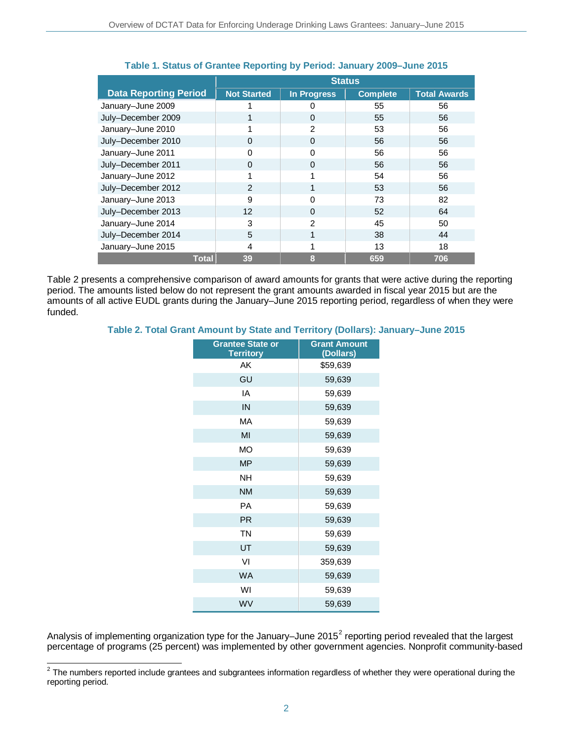**Table 1. Status of Grantee Reporting by Period: January 2009–June 2015**

| Data Reporting Period | Status | | | |
|---|---|---|---|---|
| | Not Started | In Progress | Complete | Total Awards |
| January–June 2009 | 1 | 0 | 55 | 56 |
| July–December 2009 | 1 | 0 | 55 | 56 |
| January–June 2010 | 1 | 2 | 53 | 56 |
| July–December 2010 | 0 | 0 | 56 | 56 |
| January–June 2011 | 0 | 0 | 56 | 56 |
| July–December 2011 | 0 | 0 | 56 | 56 |
| January–June 2012 | 1 | 1 | 54 | 56 |
| July–December 2012 | 2 | 1 | 53 | 56 |
| January–June 2013 | 9 | 0 | 73 | 82 |
| July–December 2013 | 12 | 0 | 52 | 64 |
| January–June 2014 | 3 | 2 | 45 | 50 |
| July–December 2014 | 5 | 1 | 38 | 44 |
| January–June 2015 | 4 | 1 | 13 | 18 |
| **Total** | **39** | **8** | **659** | **706** |

Table 2 presents a comprehensive comparison of award amounts for grants that were active during the reporting period. The amounts listed below do not represent the grant amounts awarded in fiscal year 2015 but are the amounts of all active EUDL grants during the January–June 2015 reporting period, regardless of when they were funded.

**Table 2. Total Grant Amount by State and Territory (Dollars): January–June 2015**

| Grantee State or Territory | Grant Amount (Dollars) |
|---|---|
| AK | $59,639 |
| GU | 59,639 |
| IA | 59,639 |
| IN | 59,639 |
| MA | 59,639 |
| MI | 59,639 |
| MO | 59,639 |
| MP | 59,639 |
| NH | 59,639 |
| NM | 59,639 |
| PA | 59,639 |
| PR | 59,639 |
| TN | 59,639 |
| UT | 59,639 |
| VI | 359,639 |
| WA | 59,639 |
| WI | 59,639 |
| WV | 59,639 |

Analysis of implementing organization type for the January–June 2015[2] reporting period revealed that the largest percentage of programs (25 percent) was implemented by other government agencies. Nonprofit community-based

[2] The numbers reported include grantees and subgrantees information regardless of whether they were operational during the reporting period.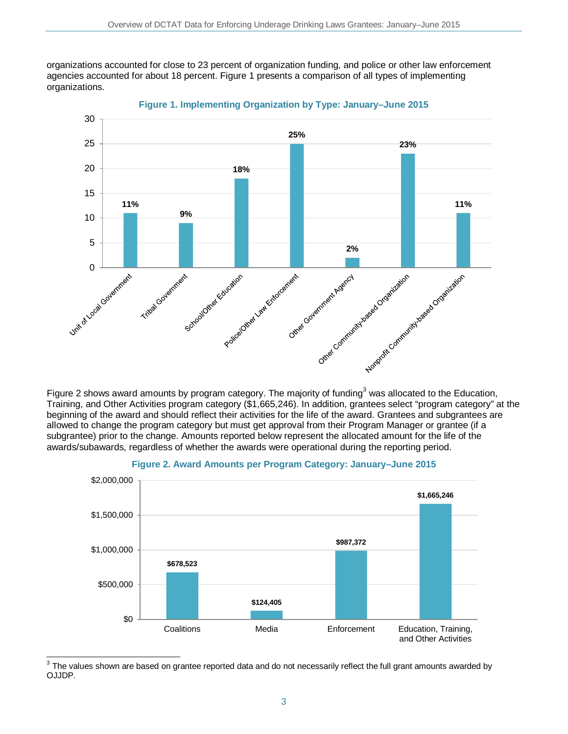organizations accounted for close to 23 percent of organization funding, and police or other law enforcement agencies accounted for about 18 percent. Figure 1 presents a comparison of all types of implementing organizations.

**Figure 1. Implementing Organization by Type: January–June 2015**

| Organization Type | Percent |
|---|---|
| Unit of Local Government | 11% |
| Tribal Government | 9% |
| School/Other Education | 18% |
| Police/Other Law Enforcement | 25% |
| Other Government Agency | 2% |
| Other Community-based Organization | 23% |
| Nonprofit Community-based Organization | 11% |

Figure 2 shows award amounts by program category. The majority of funding[3] was allocated to the Education, Training, and Other Activities program category ($1,665,246). In addition, grantees select "program category" at the beginning of the award and should reflect their activities for the life of the award. Grantees and subgrantees are allowed to change the program category but must get approval from their Program Manager or grantee (if a subgrantee) prior to the change. Amounts reported below represent the allocated amount for the life of the awards/subawards, regardless of whether the awards were operational during the reporting period.

**Figure 2. Award Amounts per Program Category: January–June 2015**

| Program Category | Award Amount |
|---|---|
| Coalitions | $678,523 |
| Media | $124,405 |
| Enforcement | $987,372 |
| Education, Training, and Other Activities | $1,665,246 |

[3] The values shown are based on grantee reported data and do not necessarily reflect the full grant amounts awarded by OJJDP.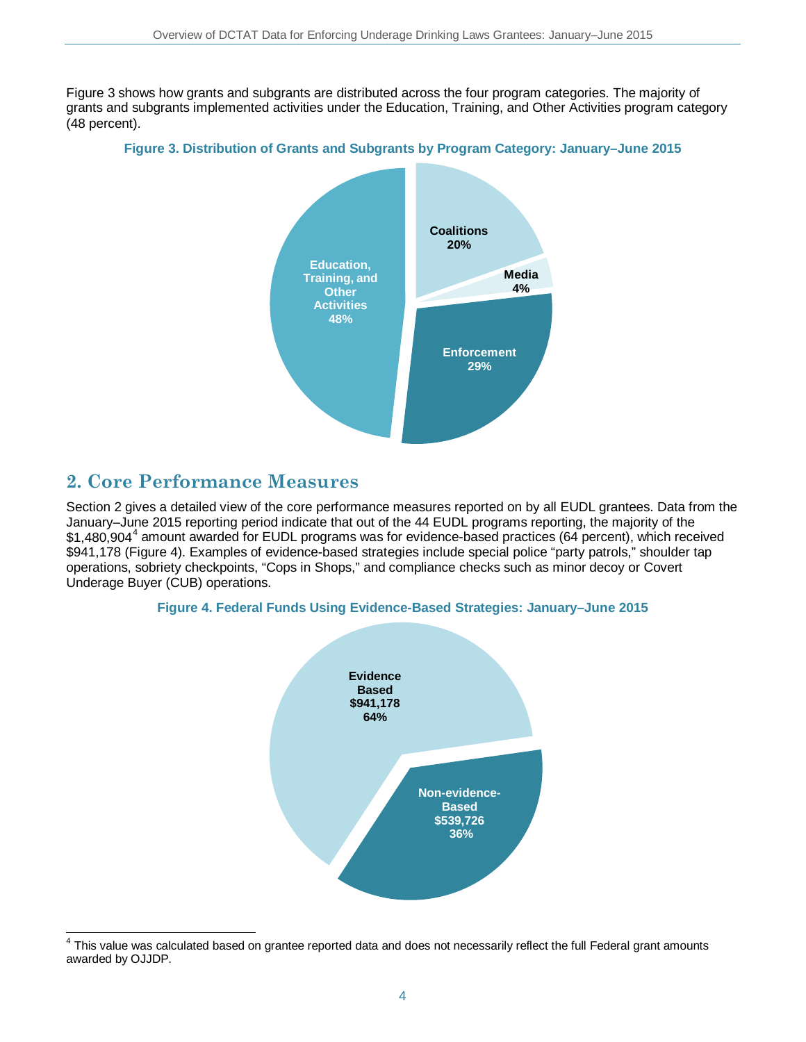Figure 3 shows how grants and subgrants are distributed across the four program categories. The majority of grants and subgrants implemented activities under the Education, Training, and Other Activities program category (48 percent).

**Figure 3. Distribution of Grants and Subgrants by Program Category: January–June 2015**

| Program Category | Percent |
|---|---|
| Education, Training, and Other Activities | 48% |
| Enforcement | 29% |
| Coalitions | 20% |
| Media | 4% |

## 2. Core Performance Measures

Section 2 gives a detailed view of the core performance measures reported on by all EUDL grantees. Data from the January–June 2015 reporting period indicate that out of the 44 EUDL programs reporting, the majority of the $1,480,904[4] amount awarded for EUDL programs was for evidence-based practices (64 percent), which received $941,178 (Figure 4). Examples of evidence-based strategies include special police "party patrols," shoulder tap operations, sobriety checkpoints, "Cops in Shops," and compliance checks such as minor decoy or Covert Underage Buyer (CUB) operations.

**Figure 4. Federal Funds Using Evidence-Based Strategies: January–June 2015**

| Strategy | Amount | Percent |
|---|---|---|
| Evidence Based | $941,178 | 64% |
| Non-evidence-Based | $539,726 | 36% |

[4] This value was calculated based on grantee reported data and does not necessarily reflect the full Federal grant amounts awarded by OJJDP.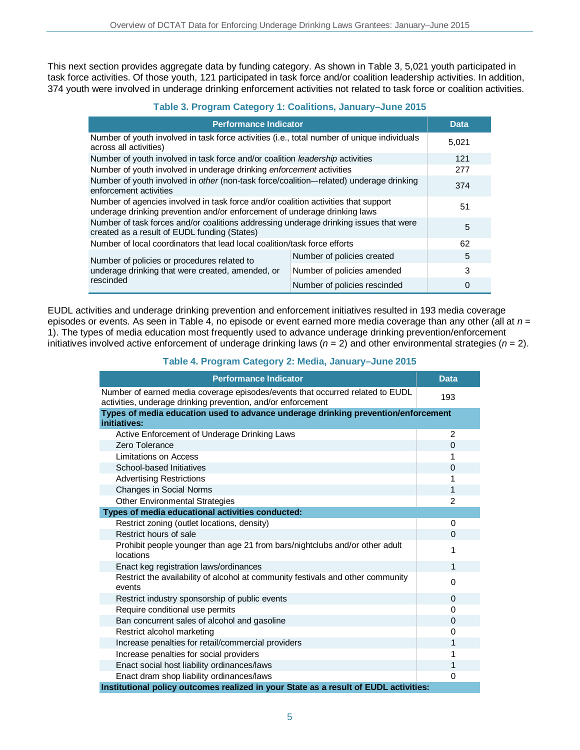This next section provides aggregate data by funding category. As shown in Table 3, 5,021 youth participated in task force activities. Of those youth, 121 participated in task force and/or coalition leadership activities. In addition, 374 youth were involved in underage drinking enforcement activities not related to task force or coalition activities.

### Table 3. Program Category 1: Coalitions, January–June 2015

| Performance Indicator | | Data |
|---|---|---|
| Number of youth involved in task force activities (i.e., total number of unique individuals across all activities) | | 5,021 |
| Number of youth involved in task force and/or coalition *leadership* activities | | 121 |
| Number of youth involved in underage drinking *enforcement* activities | | 277 |
| Number of youth involved in *other* (non-task force/coalition—related) underage drinking enforcement activities | | 374 |
| Number of agencies involved in task force and/or coalition activities that support underage drinking prevention and/or enforcement of underage drinking laws | | 51 |
| Number of task forces and/or coalitions addressing underage drinking issues that were created as a result of EUDL funding (States) | | 5 |
| Number of local coordinators that lead local coalition/task force efforts | | 62 |
| Number of policies or procedures related to underage drinking that were created, amended, or rescinded | Number of policies created | 5 |
| | Number of policies amended | 3 |
| | Number of policies rescinded | 0 |

EUDL activities and underage drinking prevention and enforcement initiatives resulted in 193 media coverage episodes or events. As seen in Table 4, no episode or event earned more media coverage than any other (all at $n = 1$). The types of media education most frequently used to advance underage drinking prevention/enforcement initiatives involved active enforcement of underage drinking laws ($n = 2$) and other environmental strategies ($n = 2$).

### Table 4. Program Category 2: Media, January–June 2015

| Performance Indicator | Data |
|---|---|
| Number of earned media coverage episodes/events that occurred related to EUDL activities, underage drinking prevention, and/or enforcement | 193 |
| **Types of media education used to advance underage drinking prevention/enforcement initiatives:** | |
| Active Enforcement of Underage Drinking Laws | 2 |
| Zero Tolerance | 0 |
| Limitations on Access | 1 |
| School-based Initiatives | 0 |
| Advertising Restrictions | 1 |
| Changes in Social Norms | 1 |
| Other Environmental Strategies | 2 |
| **Types of media educational activities conducted:** | |
| Restrict zoning (outlet locations, density) | 0 |
| Restrict hours of sale | 0 |
| Prohibit people younger than age 21 from bars/nightclubs and/or other adult locations | 1 |
| Enact keg registration laws/ordinances | 1 |
| Restrict the availability of alcohol at community festivals and other community events | 0 |
| Restrict industry sponsorship of public events | 0 |
| Require conditional use permits | 0 |
| Ban concurrent sales of alcohol and gasoline | 0 |
| Restrict alcohol marketing | 0 |
| Increase penalties for retail/commercial providers | 1 |
| Increase penalties for social providers | 1 |
| Enact social host liability ordinances/laws | 1 |
| Enact dram shop liability ordinances/laws | 0 |
| **Institutional policy outcomes realized in your State as a result of EUDL activities:** | |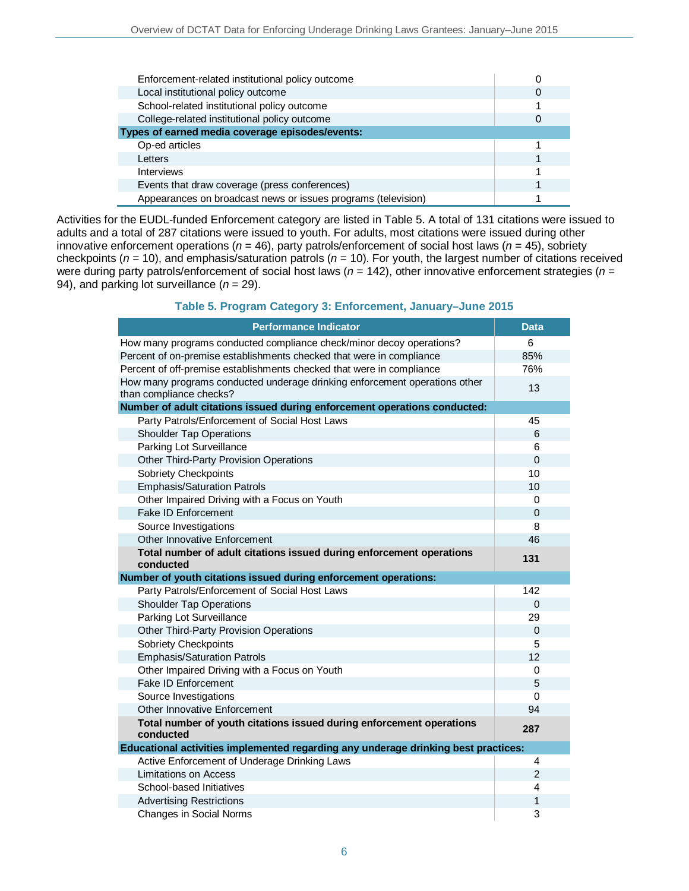| | |
|---|---|
| Enforcement-related institutional policy outcome | 0 |
| Local institutional policy outcome | 0 |
| School-related institutional policy outcome | 1 |
| College-related institutional policy outcome | 0 |
| **Types of earned media coverage episodes/events:** | |
| Op-ed articles | 1 |
| Letters | 1 |
| Interviews | 1 |
| Events that draw coverage (press conferences) | 1 |
| Appearances on broadcast news or issues programs (television) | 1 |

Activities for the EUDL-funded Enforcement category are listed in Table 5. A total of 131 citations were issued to adults and a total of 287 citations were issued to youth. For adults, most citations were issued during other innovative enforcement operations ($n$ = 46), party patrols/enforcement of social host laws ($n$ = 45), sobriety checkpoints ($n$ = 10), and emphasis/saturation patrols ($n$ = 10). For youth, the largest number of citations received were during party patrols/enforcement of social host laws ($n$ = 142), other innovative enforcement strategies ($n$ = 94), and parking lot surveillance ($n$ = 29).

**Table 5. Program Category 3: Enforcement, January–June 2015**

| Performance Indicator | Data |
|---|---|
| How many programs conducted compliance check/minor decoy operations? | 6 |
| Percent of on-premise establishments checked that were in compliance | 85% |
| Percent of off-premise establishments checked that were in compliance | 76% |
| How many programs conducted underage drinking enforcement operations other than compliance checks? | 13 |
| **Number of adult citations issued during enforcement operations conducted:** | |
| Party Patrols/Enforcement of Social Host Laws | 45 |
| Shoulder Tap Operations | 6 |
| Parking Lot Surveillance | 6 |
| Other Third-Party Provision Operations | 0 |
| Sobriety Checkpoints | 10 |
| Emphasis/Saturation Patrols | 10 |
| Other Impaired Driving with a Focus on Youth | 0 |
| Fake ID Enforcement | 0 |
| Source Investigations | 8 |
| Other Innovative Enforcement | 46 |
| **Total number of adult citations issued during enforcement operations conducted** | **131** |
| **Number of youth citations issued during enforcement operations:** | |
| Party Patrols/Enforcement of Social Host Laws | 142 |
| Shoulder Tap Operations | 0 |
| Parking Lot Surveillance | 29 |
| Other Third-Party Provision Operations | 0 |
| Sobriety Checkpoints | 5 |
| Emphasis/Saturation Patrols | 12 |
| Other Impaired Driving with a Focus on Youth | 0 |
| Fake ID Enforcement | 5 |
| Source Investigations | 0 |
| Other Innovative Enforcement | 94 |
| **Total number of youth citations issued during enforcement operations conducted** | **287** |
| **Educational activities implemented regarding any underage drinking best practices:** | |
| Active Enforcement of Underage Drinking Laws | 4 |
| Limitations on Access | 2 |
| School-based Initiatives | 4 |
| Advertising Restrictions | 1 |
| Changes in Social Norms | 3 |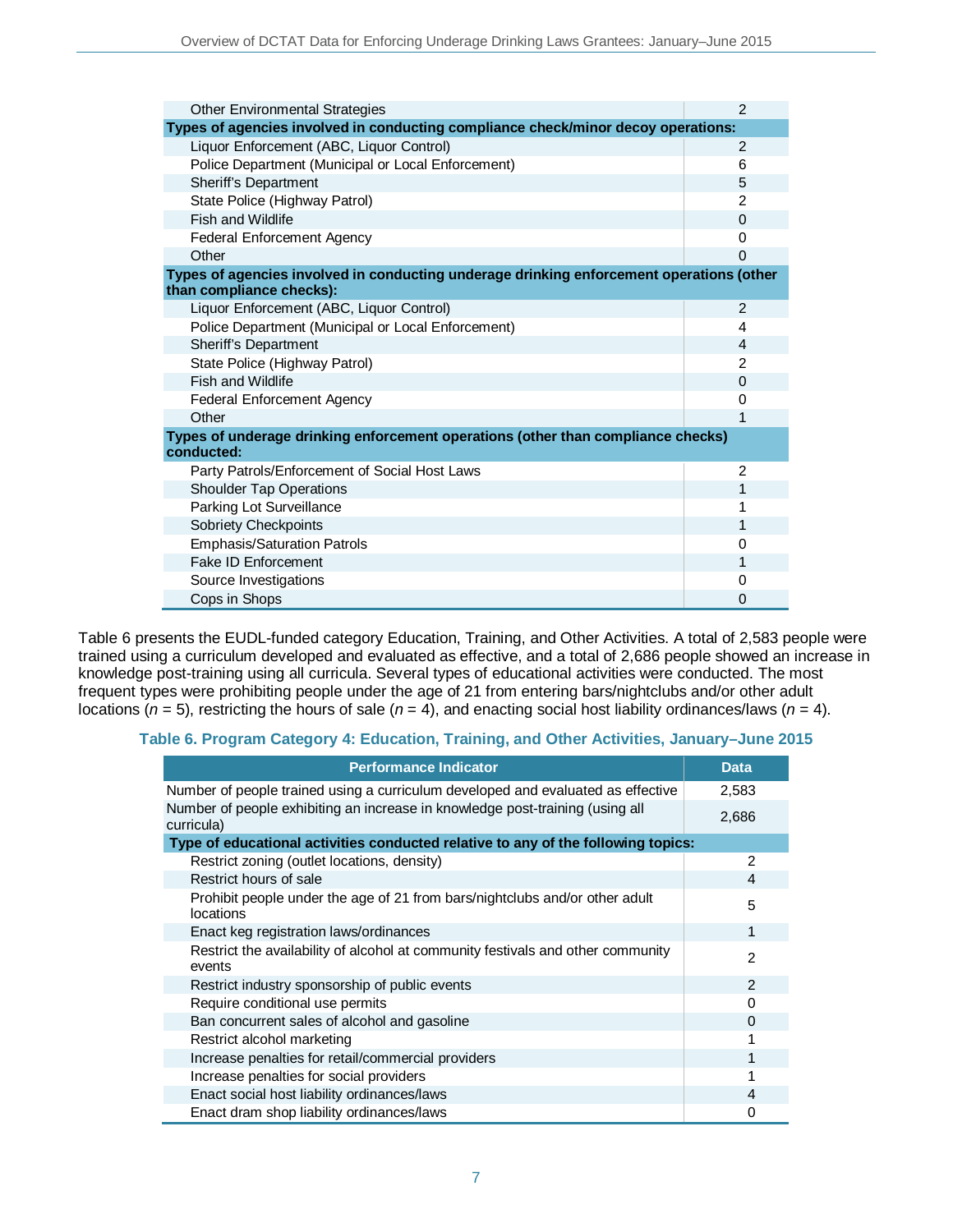| | |
|---|---|
| Other Environmental Strategies | 2 |
| **Types of agencies involved in conducting compliance check/minor decoy operations:** | |
| Liquor Enforcement (ABC, Liquor Control) | 2 |
| Police Department (Municipal or Local Enforcement) | 6 |
| Sheriff's Department | 5 |
| State Police (Highway Patrol) | 2 |
| Fish and Wildlife | 0 |
| Federal Enforcement Agency | 0 |
| Other | 0 |
| **Types of agencies involved in conducting underage drinking enforcement operations (other than compliance checks):** | |
| Liquor Enforcement (ABC, Liquor Control) | 2 |
| Police Department (Municipal or Local Enforcement) | 4 |
| Sheriff's Department | 4 |
| State Police (Highway Patrol) | 2 |
| Fish and Wildlife | 0 |
| Federal Enforcement Agency | 0 |
| Other | 1 |
| **Types of underage drinking enforcement operations (other than compliance checks) conducted:** | |
| Party Patrols/Enforcement of Social Host Laws | 2 |
| Shoulder Tap Operations | 1 |
| Parking Lot Surveillance | 1 |
| Sobriety Checkpoints | 1 |
| Emphasis/Saturation Patrols | 0 |
| Fake ID Enforcement | 1 |
| Source Investigations | 0 |
| Cops in Shops | 0 |

Table 6 presents the EUDL-funded category Education, Training, and Other Activities. A total of 2,583 people were trained using a curriculum developed and evaluated as effective, and a total of 2,686 people showed an increase in knowledge post-training using all curricula. Several types of educational activities were conducted. The most frequent types were prohibiting people under the age of 21 from entering bars/nightclubs and/or other adult locations (*n* = 5), restricting the hours of sale (*n* = 4), and enacting social host liability ordinances/laws (*n* = 4).

**Table 6. Program Category 4: Education, Training, and Other Activities, January–June 2015**

| Performance Indicator | Data |
|---|---|
| Number of people trained using a curriculum developed and evaluated as effective | 2,583 |
| Number of people exhibiting an increase in knowledge post-training (using all curricula) | 2,686 |
| **Type of educational activities conducted relative to any of the following topics:** | |
| Restrict zoning (outlet locations, density) | 2 |
| Restrict hours of sale | 4 |
| Prohibit people under the age of 21 from bars/nightclubs and/or other adult locations | 5 |
| Enact keg registration laws/ordinances | 1 |
| Restrict the availability of alcohol at community festivals and other community events | 2 |
| Restrict industry sponsorship of public events | 2 |
| Require conditional use permits | 0 |
| Ban concurrent sales of alcohol and gasoline | 0 |
| Restrict alcohol marketing | 1 |
| Increase penalties for retail/commercial providers | 1 |
| Increase penalties for social providers | 1 |
| Enact social host liability ordinances/laws | 4 |
| Enact dram shop liability ordinances/laws | 0 |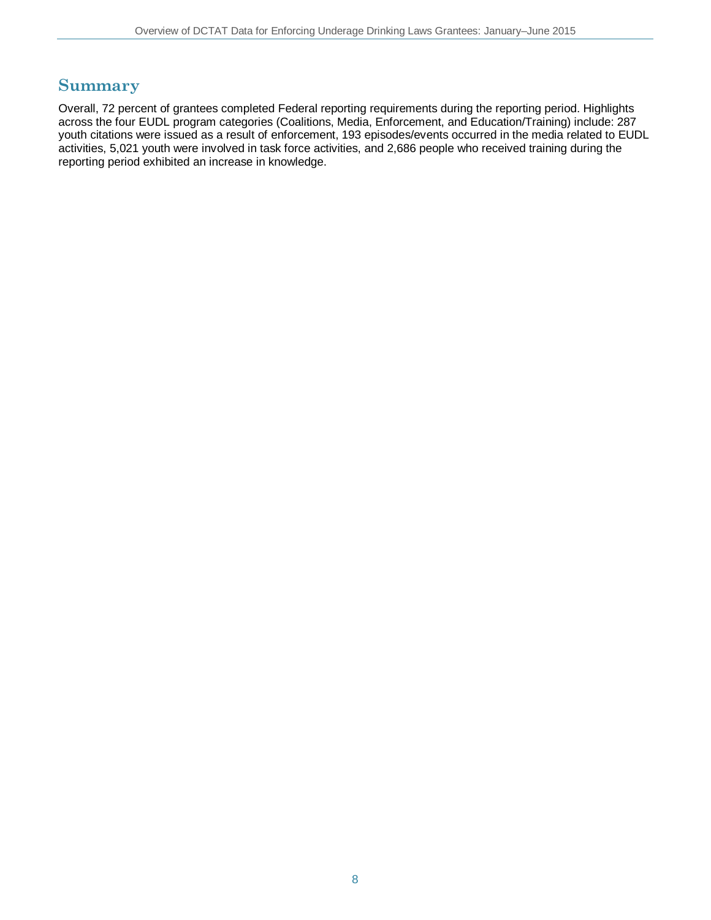## Summary

Overall, 72 percent of grantees completed Federal reporting requirements during the reporting period. Highlights across the four EUDL program categories (Coalitions, Media, Enforcement, and Education/Training) include: 287 youth citations were issued as a result of enforcement, 193 episodes/events occurred in the media related to EUDL activities, 5,021 youth were involved in task force activities, and 2,686 people who received training during the reporting period exhibited an increase in knowledge.